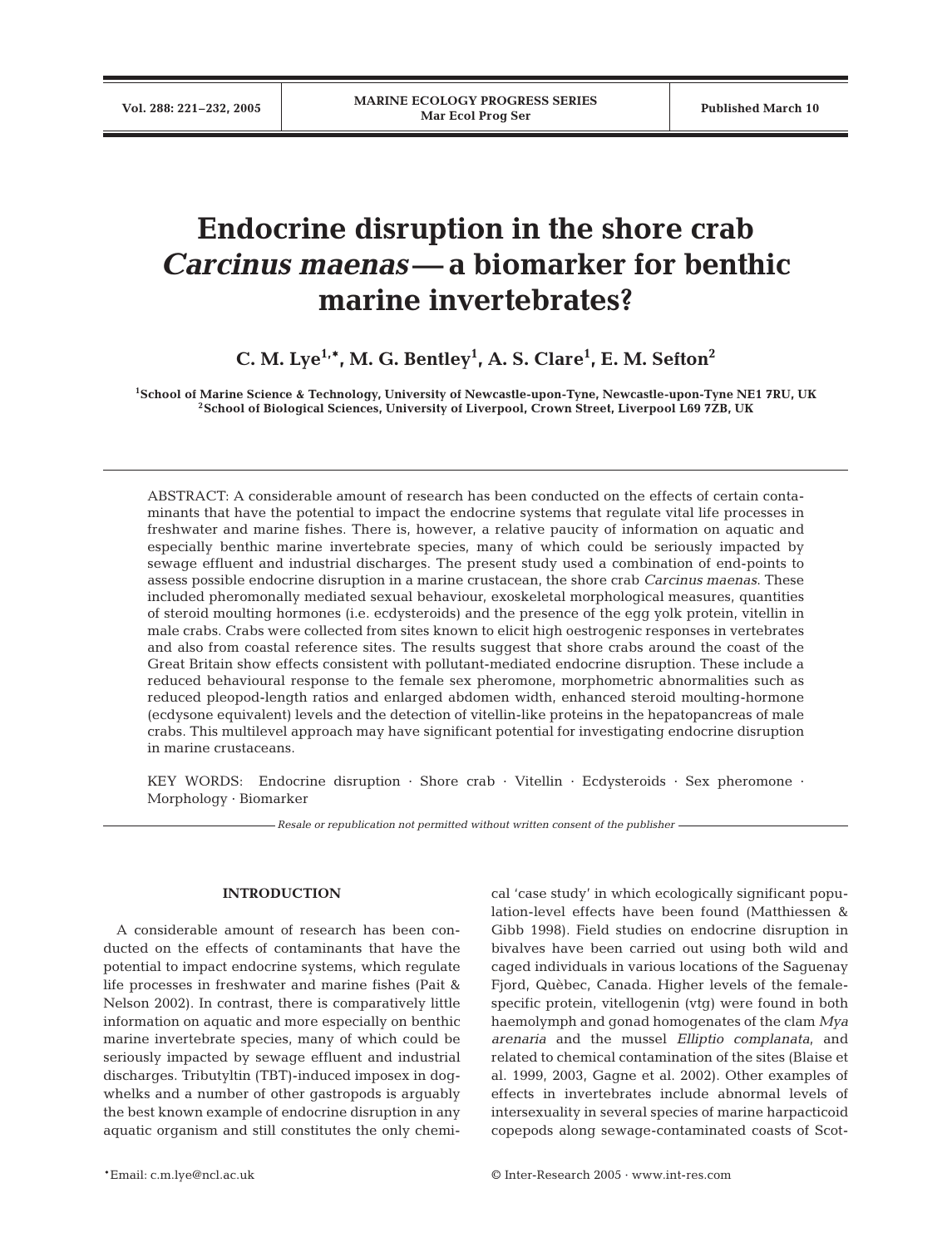# Endocrine disruption in the shore crab *Carcinus maenas* — a biomarker for benthic marine invertebrates?

**C. M. Lye[1,*], M. G. Bentley[1], A. S. Clare[1], E. M. Sefton[2]**

[1]School of Marine Science & Technology, University of Newcastle-upon-Tyne, Newcastle-upon-Tyne NE1 7RU, UK
[2]School of Biological Sciences, University of Liverpool, Crown Street, Liverpool L69 7ZB, UK

ABSTRACT: A considerable amount of research has been conducted on the effects of certain contaminants that have the potential to impact the endocrine systems that regulate vital life processes in freshwater and marine fishes. There is, however, a relative paucity of information on aquatic and especially benthic marine invertebrate species, many of which could be seriously impacted by sewage effluent and industrial discharges. The present study used a combination of end-points to assess possible endocrine disruption in a marine crustacean, the shore crab *Carcinus maenas*. These included pheromonally mediated sexual behaviour, exoskeletal morphological measures, quantities of steroid moulting hormones (i.e. ecdysteroids) and the presence of the egg yolk protein, vitellin in male crabs. Crabs were collected from sites known to elicit high oestrogenic responses in vertebrates and also from coastal reference sites. The results suggest that shore crabs around the coast of the Great Britain show effects consistent with pollutant-mediated endocrine disruption. These include a reduced behavioural response to the female sex pheromone, morphometric abnormalities such as reduced pleopod-length ratios and enlarged abdomen width, enhanced steroid moulting-hormone (ecdysone equivalent) levels and the detection of vitellin-like proteins in the hepatopancreas of male crabs. This multilevel approach may have significant potential for investigating endocrine disruption in marine crustaceans.

KEY WORDS: Endocrine disruption · Shore crab · Vitellin · Ecdysteroids · Sex pheromone · Morphology · Biomarker

*Resale or republication not permitted without written consent of the publisher*

## INTRODUCTION

A considerable amount of research has been conducted on the effects of contaminants that have the potential to impact endocrine systems, which regulate life processes in freshwater and marine fishes (Pait & Nelson 2002). In contrast, there is comparatively little information on aquatic and more especially on benthic marine invertebrate species, many of which could be seriously impacted by sewage effluent and industrial discharges. Tributyltin (TBT)-induced imposex in dogwhelks and a number of other gastropods is arguably the best known example of endocrine disruption in any aquatic organism and still constitutes the only chemical 'case study' in which ecologically significant population-level effects have been found (Matthiessen & Gibb 1998). Field studies on endocrine disruption in bivalves have been carried out using both wild and caged individuals in various locations of the Saguenay Fjord, Quèbec, Canada. Higher levels of the female-specific protein, vitellogenin (vtg) were found in both haemolymph and gonad homogenates of the clam *Mya arenaria* and the mussel *Elliptio complanata*, and related to chemical contamination of the sites (Blaise et al. 1999, 2003, Gagne et al. 2002). Other examples of effects in invertebrates include abnormal levels of intersexuality in several species of marine harpacticoid copepods along sewage-contaminated coasts of Scot-

*Email: c.m.lye@ncl.ac.uk

© Inter-Research 2005 · www.int-res.com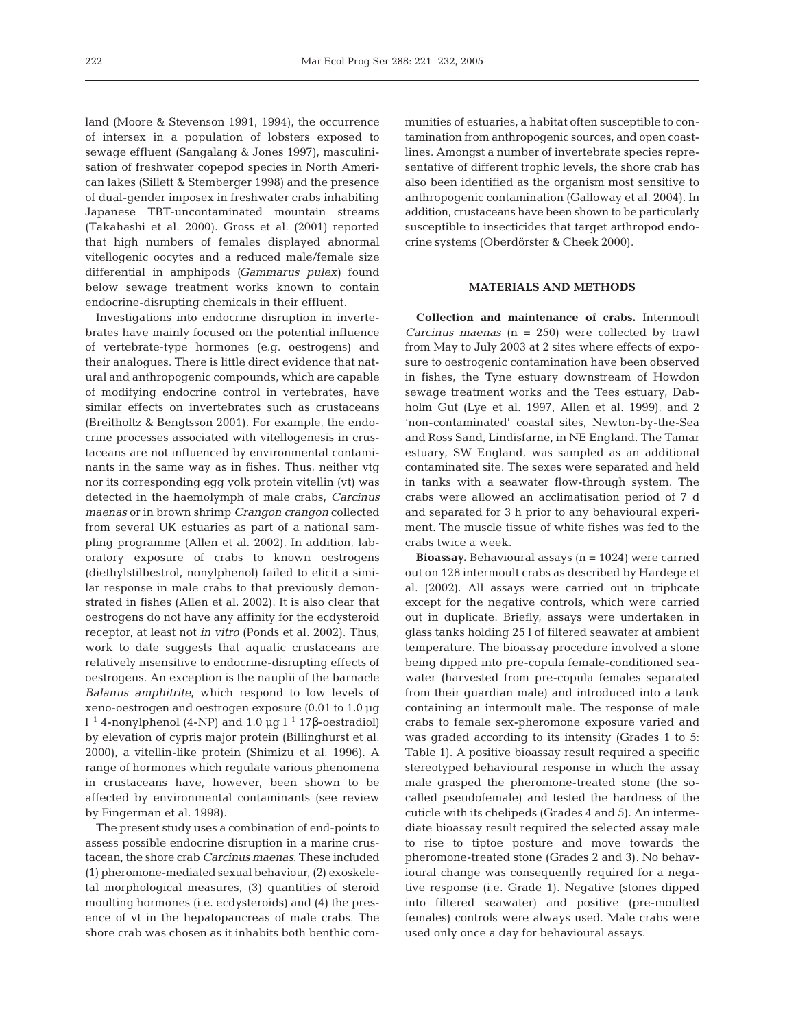land (Moore & Stevenson 1991, 1994), the occurrence of intersex in a population of lobsters exposed to sewage effluent (Sangalang & Jones 1997), masculinisation of freshwater copepod species in North American lakes (Sillett & Stemberger 1998) and the presence of dual-gender imposex in freshwater crabs inhabiting Japanese TBT-uncontaminated mountain streams (Takahashi et al. 2000). Gross et al. (2001) reported that high numbers of females displayed abnormal vitellogenic oocytes and a reduced male/female size differential in amphipods (*Gammarus pulex*) found below sewage treatment works known to contain endocrine-disrupting chemicals in their effluent.

Investigations into endocrine disruption in invertebrates have mainly focused on the potential influence of vertebrate-type hormones (e.g. oestrogens) and their analogues. There is little direct evidence that natural and anthropogenic compounds, which are capable of modifying endocrine control in vertebrates, have similar effects on invertebrates such as crustaceans (Breitholtz & Bengtsson 2001). For example, the endocrine processes associated with vitellogenesis in crustaceans are not influenced by environmental contaminants in the same way as in fishes. Thus, neither vtg nor its corresponding egg yolk protein vitellin (vt) was detected in the haemolymph of male crabs, *Carcinus maenas* or in brown shrimp *Crangon crangon* collected from several UK estuaries as part of a national sampling programme (Allen et al. 2002). In addition, laboratory exposure of crabs to known oestrogens (diethylstilbestrol, nonylphenol) failed to elicit a similar response in male crabs to that previously demonstrated in fishes (Allen et al. 2002). It is also clear that oestrogens do not have any affinity for the ecdysteroid receptor, at least not *in vitro* (Ponds et al. 2002). Thus, work to date suggests that aquatic crustaceans are relatively insensitive to endocrine-disrupting effects of oestrogens. An exception is the nauplii of the barnacle *Balanus amphitrite*, which respond to low levels of xeno-oestrogen and oestrogen exposure (0.01 to 1.0 µg $l^{-1}$ 4-nonylphenol (4-NP) and 1.0 µg $l^{-1}$ 17β-oestradiol) by elevation of cypris major protein (Billinghurst et al. 2000), a vitellin-like protein (Shimizu et al. 1996). A range of hormones which regulate various phenomena in crustaceans have, however, been shown to be affected by environmental contaminants (see review by Fingerman et al. 1998).

The present study uses a combination of end-points to assess possible endocrine disruption in a marine crustacean, the shore crab *Carcinus maenas*. These included (1) pheromone-mediated sexual behaviour, (2) exoskeletal morphological measures, (3) quantities of steroid moulting hormones (i.e. ecdysteroids) and (4) the presence of vt in the hepatopancreas of male crabs. The shore crab was chosen as it inhabits both benthic communities of estuaries, a habitat often susceptible to contamination from anthropogenic sources, and open coastlines. Amongst a number of invertebrate species representative of different trophic levels, the shore crab has also been identified as the organism most sensitive to anthropogenic contamination (Galloway et al. 2004). In addition, crustaceans have been shown to be particularly susceptible to insecticides that target arthropod endocrine systems (Oberdörster & Cheek 2000).

## MATERIALS AND METHODS

**Collection and maintenance of crabs.** Intermoult *Carcinus maenas* (n = 250) were collected by trawl from May to July 2003 at 2 sites where effects of exposure to oestrogenic contamination have been observed in fishes, the Tyne estuary downstream of Howdon sewage treatment works and the Tees estuary, Dabholm Gut (Lye et al. 1997, Allen et al. 1999), and 2 'non-contaminated' coastal sites, Newton-by-the-Sea and Ross Sand, Lindisfarne, in NE England. The Tamar estuary, SW England, was sampled as an additional contaminated site. The sexes were separated and held in tanks with a seawater flow-through system. The crabs were allowed an acclimatisation period of 7 d and separated for 3 h prior to any behavioural experiment. The muscle tissue of white fishes was fed to the crabs twice a week.

**Bioassay.** Behavioural assays (n = 1024) were carried out on 128 intermoult crabs as described by Hardege et al. (2002). All assays were carried out in triplicate except for the negative controls, which were carried out in duplicate. Briefly, assays were undertaken in glass tanks holding 25 l of filtered seawater at ambient temperature. The bioassay procedure involved a stone being dipped into pre-copula female-conditioned seawater (harvested from pre-copula females separated from their guardian male) and introduced into a tank containing an intermoult male. The response of male crabs to female sex-pheromone exposure varied and was graded according to its intensity (Grades 1 to 5: Table 1). A positive bioassay result required a specific stereotyped behavioural response in which the assay male grasped the pheromone-treated stone (the so-called pseudofemale) and tested the hardness of the cuticle with its chelipeds (Grades 4 and 5). An intermediate bioassay result required the selected assay male to rise to tiptoe posture and move towards the pheromone-treated stone (Grades 2 and 3). No behavioural change was consequently required for a negative response (i.e. Grade 1). Negative (stones dipped into filtered seawater) and positive (pre-moulted females) controls were always used. Male crabs were used only once a day for behavioural assays.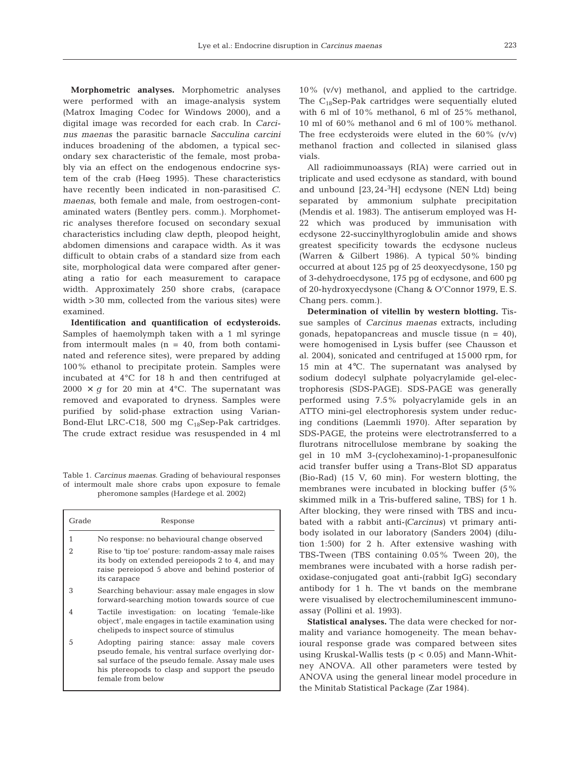**Morphometric analyses.** Morphometric analyses were performed with an image-analysis system (Matrox Imaging Codec for Windows 2000), and a digital image was recorded for each crab. In *Carcinus maenas* the parasitic barnacle *Sacculina carcini* induces broadening of the abdomen, a typical secondary sex characteristic of the female, most probably via an effect on the endogenous endocrine system of the crab (Høeg 1995). These characteristics have recently been indicated in non-parasitised *C. maenas*, both female and male, from oestrogen-contaminated waters (Bentley pers. comm.). Morphometric analyses therefore focused on secondary sexual characteristics including claw depth, pleopod height, abdomen dimensions and carapace width. As it was difficult to obtain crabs of a standard size from each site, morphological data were compared after generating a ratio for each measurement to carapace width. Approximately 250 shore crabs, (carapace width >30 mm, collected from the various sites) were examined.

**Identification and quantification of ecdysteroids.** Samples of haemolymph taken with a 1 ml syringe from intermoult males (n = 40, from both contaminated and reference sites), were prepared by adding 100% ethanol to precipitate protein. Samples were incubated at 4°C for 18 h and then centrifuged at 2000 × *g* for 20 min at 4°C. The supernatant was removed and evaporated to dryness. Samples were purified by solid-phase extraction using Varian-Bond-Elut LRC-C18, 500 mg $C_{18}$Sep-Pak cartridges. The crude extract residue was resuspended in 4 ml 10% (v/v) methanol, and applied to the cartridge. The $C_{18}$Sep-Pak cartridges were sequentially eluted with 6 ml of 10% methanol, 6 ml of 25% methanol, 10 ml of 60% methanol and 6 ml of 100% methanol. The free ecdysteroids were eluted in the 60% (v/v) methanol fraction and collected in silanised glass vials.

All radioimmunoassays (RIA) were carried out in triplicate and used ecdysone as standard, with bound and unbound [23,24-$^3$H] ecdysone (NEN Ltd) being separated by ammonium sulphate precipitation (Mendis et al. 1983). The antiserum employed was H-22 which was produced by immunisation with ecdysone 22-succinylthyroglobulin amide and shows greatest specificity towards the ecdysone nucleus (Warren & Gilbert 1986). A typical 50% binding occurred at about 125 pg of 25 deoxyecdysone, 150 pg of 3-dehydroecdysone, 175 pg of ecdysone, and 600 pg of 20-hydroxyecdysone (Chang & O'Connor 1979, E. S. Chang pers. comm.).

**Determination of vitellin by western blotting.** Tissue samples of *Carcinus maenas* extracts, including gonads, hepatopancreas and muscle tissue (n = 40), were homogenised in Lysis buffer (see Chausson et al. 2004), sonicated and centrifuged at 15 000 rpm, for 15 min at 4°C. The supernatant was analysed by sodium dodecyl sulphate polyacrylamide gel-electrophoresis (SDS-PAGE). SDS-PAGE was generally performed using 7.5% polyacrylamide gels in an ATTO mini-gel electrophoresis system under reducing conditions (Laemmli 1970). After separation by SDS-PAGE, the proteins were electrotransferred to a flurotrans nitrocellulose membrane by soaking the gel in 10 mM 3-(cyclohexamino)-1-propanesulfonic acid transfer buffer using a Trans-Blot SD apparatus (Bio-Rad) (15 V, 60 min). For western blotting, the membranes were incubated in blocking buffer (5% skimmed milk in a Tris-buffered saline, TBS) for 1 h. After blocking, they were rinsed with TBS and incubated with a rabbit anti-(*Carcinus*) vt primary antibody isolated in our laboratory (Sanders 2004) (dilution 1:500) for 2 h. After extensive washing with TBS-Tween (TBS containing 0.05% Tween 20), the membranes were incubated with a horse radish peroxidase-conjugated goat anti-(rabbit IgG) secondary antibody for 1 h. The vt bands on the membrane were visualised by electrochemiluminescent immunoassay (Pollini et al. 1993).

**Statistical analyses.** The data were checked for normality and variance homogeneity. The mean behavioural response grade was compared between sites using Kruskal-Wallis tests ($p < 0.05$) and Mann-Whitney ANOVA. All other parameters were tested by ANOVA using the general linear model procedure in the Minitab Statistical Package (Zar 1984).

Table 1. *Carcinus maenas*. Grading of behavioural responses of intermoult male shore crabs upon exposure to female pheromone samples (Hardege et al. 2002)

| Grade | Response |
|---|---|
| 1 | No response: no behavioural change observed |
| 2 | Rise to 'tip toe' posture: random-assay male raises its body on extended pereiopods 2 to 4, and may raise pereiopod 5 above and behind posterior of its carapace |
| 3 | Searching behaviour: assay male engages in slow forward-searching motion towards source of cue |
| 4 | Tactile investigation: on locating 'female-like object', male engages in tactile examination using chelipeds to inspect source of stimulus |
| 5 | Adopting pairing stance: assay male covers pseudo female, his ventral surface overlying dorsal surface of the pseudo female. Assay male uses his ptereopods to clasp and support the pseudo female from below |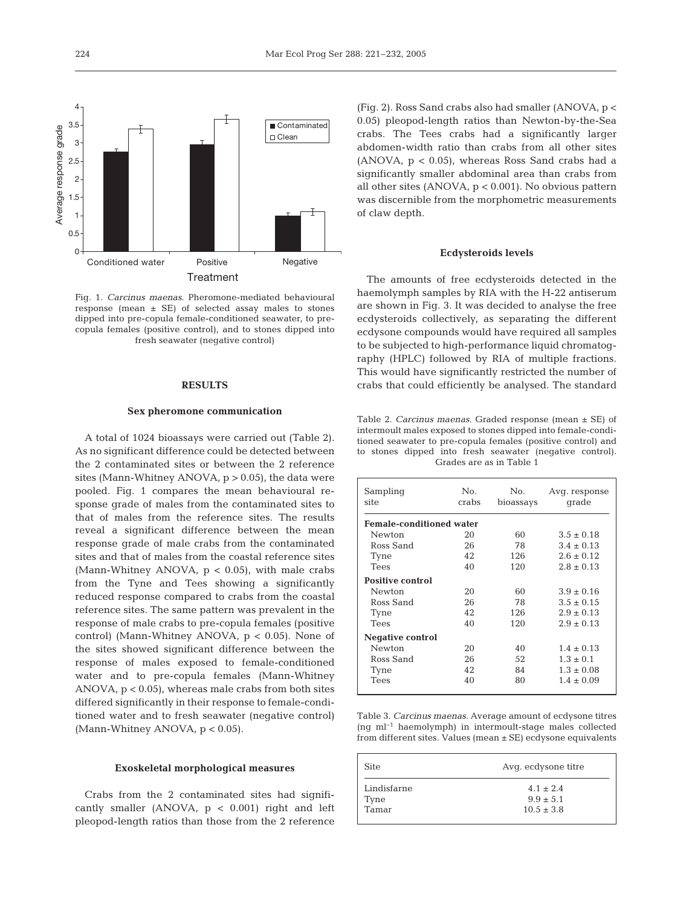Fig. 1. *Carcinus maenas.* Pheromone-mediated behavioural response (mean ± SE) of selected assay males to stones dipped into pre-copula female-conditioned seawater, to pre-copula females (positive control), and to stones dipped into fresh seawater (negative control)

## RESULTS

### Sex pheromone communication

A total of 1024 bioassays were carried out (Table 2). As no significant difference could be detected between the 2 contaminated sites or between the 2 reference sites (Mann-Whitney ANOVA, $p > 0.05$), the data were pooled. Fig. 1 compares the mean behavioural response grade of males from the contaminated sites to that of males from the reference sites. The results reveal a significant difference between the mean response grade of male crabs from the contaminated sites and that of males from the coastal reference sites (Mann-Whitney ANOVA, $p < 0.05$), with male crabs from the Tyne and Tees showing a significantly reduced response compared to crabs from the coastal reference sites. The same pattern was prevalent in the response of male crabs to pre-copula females (positive control) (Mann-Whitney ANOVA, $p < 0.05$). None of the sites showed significant difference between the response of males exposed to female-conditioned water and to pre-copula females (Mann-Whitney ANOVA, $p < 0.05$), whereas male crabs from both sites differed significantly in their response to female-conditioned water and to fresh seawater (negative control) (Mann-Whitney ANOVA, $p < 0.05$).

### Exoskeletal morphological measures

Crabs from the 2 contaminated sites had significantly smaller (ANOVA, $p < 0.001$) right and left pleopod-length ratios than those from the 2 reference (Fig. 2). Ross Sand crabs also had smaller (ANOVA, $p < 0.05$) pleopod-length ratios than Newton-by-the-Sea crabs. The Tees crabs had a significantly larger abdomen-width ratio than crabs from all other sites (ANOVA, $p < 0.05$), whereas Ross Sand crabs had a significantly smaller abdominal area than crabs from all other sites (ANOVA, $p < 0.001$). No obvious pattern was discernible from the morphometric measurements of claw depth.

### Ecdysteroids levels

The amounts of free ecdysteroids detected in the haemolymph samples by RIA with the H-22 antiserum are shown in Fig. 3. It was decided to analyse the free ecdysteroids collectively, as separating the different ecdysone compounds would have required all samples to be subjected to high-performance liquid chromatography (HPLC) followed by RIA of multiple fractions. This would have significantly restricted the number of crabs that could efficiently be analysed. The standard

Table 2. *Carcinus maenas.* Graded response (mean ± SE) of intermoult males exposed to stones dipped into female-conditioned seawater to pre-copula females (positive control) and to stones dipped into fresh seawater (negative control). Grades are as in Table 1

| Sampling site | No. crabs | No. bioassays | Avg. response grade |
|---|---|---|---|
| **Female-conditioned water** | | | |
| Newton | 20 | 60 | 3.5 ± 0.18 |
| Ross Sand | 26 | 78 | 3.4 ± 0.13 |
| Tyne | 42 | 126 | 2.6 ± 0.12 |
| Tees | 40 | 120 | 2.8 ± 0.13 |
| **Positive control** | | | |
| Newton | 20 | 60 | 3.9 ± 0.16 |
| Ross Sand | 26 | 78 | 3.5 ± 0.15 |
| Tyne | 42 | 126 | 2.9 ± 0.13 |
| Tees | 40 | 120 | 2.9 ± 0.13 |
| **Negative control** | | | |
| Newton | 20 | 40 | 1.4 ± 0.13 |
| Ross Sand | 26 | 52 | 1.3 ± 0.1 |
| Tyne | 42 | 84 | 1.3 ± 0.08 |
| Tees | 40 | 80 | 1.4 ± 0.09 |

Table 3. *Carcinus maenas.* Average amount of ecdysone titres (ng ml$^{-1}$ haemolymph) in intermoult-stage males collected from different sites. Values (mean ± SE) ecdysone equivalents

| Site | Avg. ecdysone titre |
|---|---|
| Lindisfarne | 4.1 ± 2.4 |
| Tyne | 9.9 ± 5.1 |
| Tamar | 10.5 ± 3.8 |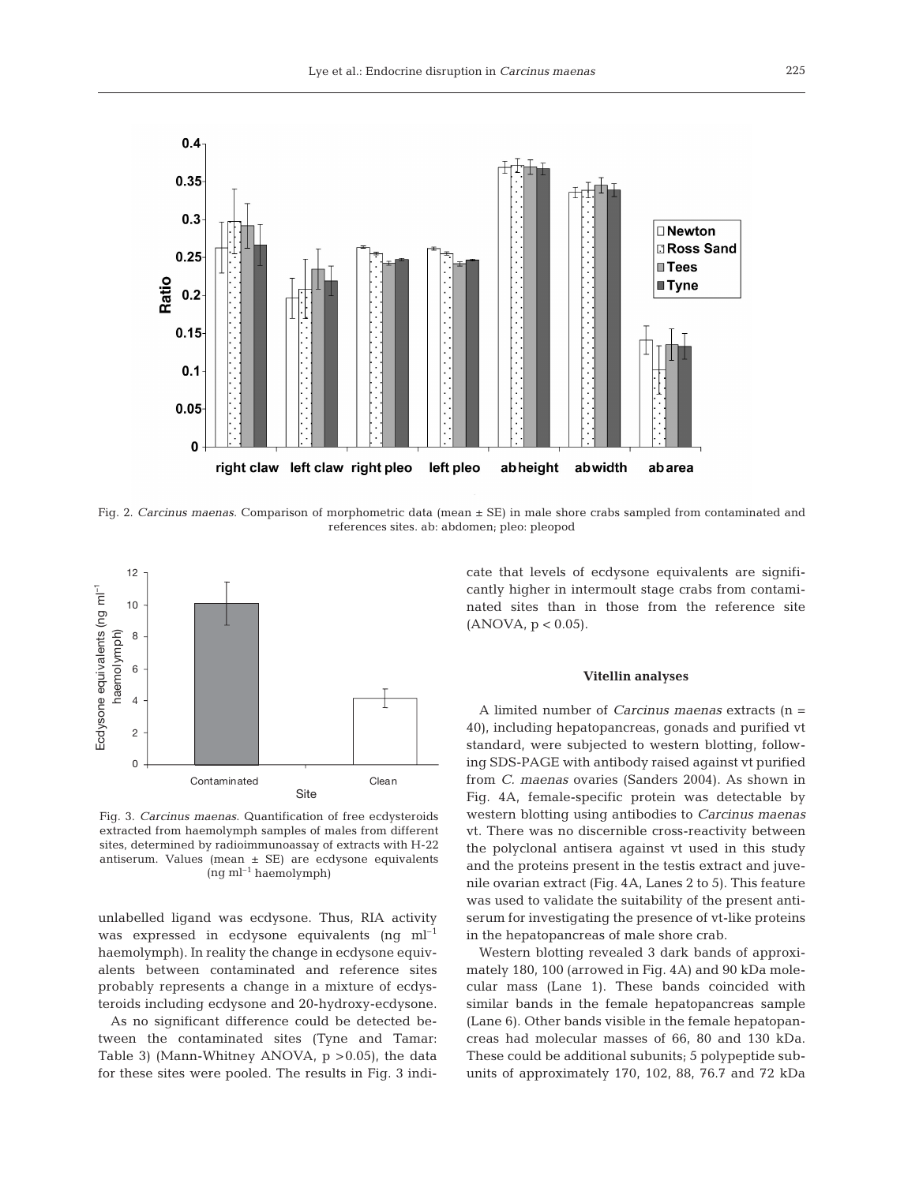Fig. 2. *Carcinus maenas*. Comparison of morphometric data (mean ± SE) in male shore crabs sampled from contaminated and references sites. ab: abdomen; pleo: pleopod

Fig. 3. *Carcinus maenas*. Quantification of free ecdysteroids extracted from haemolymph samples of males from different sites, determined by radioimmunoassay of extracts with H-22 antiserum. Values (mean ± SE) are ecdysone equivalents (ng $ml^{-1}$ haemolymph)

unlabelled ligand was ecdysone. Thus, RIA activity was expressed in ecdysone equivalents (ng $ml^{-1}$ haemolymph). In reality the change in ecdysone equivalents between contaminated and reference sites probably represents a change in a mixture of ecdysteroids including ecdysone and 20-hydroxy-ecdysone.

As no significant difference could be detected between the contaminated sites (Tyne and Tamar: Table 3) (Mann-Whitney ANOVA, $p > 0.05$), the data for these sites were pooled. The results in Fig. 3 indicate that levels of ecdysone equivalents are significantly higher in intermoult stage crabs from contaminated sites than in those from the reference site (ANOVA, $p < 0.05$).

### Vitellin analyses

A limited number of *Carcinus maenas* extracts (n = 40), including hepatopancreas, gonads and purified vt standard, were subjected to western blotting, following SDS-PAGE with antibody raised against vt purified from *C. maenas* ovaries (Sanders 2004). As shown in Fig. 4A, female-specific protein was detectable by western blotting using antibodies to *Carcinus maenas* vt. There was no discernible cross-reactivity between the polyclonal antisera against vt used in this study and the proteins present in the testis extract and juvenile ovarian extract (Fig. 4A, Lanes 2 to 5). This feature was used to validate the suitability of the present antiserum for investigating the presence of vt-like proteins in the hepatopancreas of male shore crab.

Western blotting revealed 3 dark bands of approximately 180, 100 (arrowed in Fig. 4A) and 90 kDa molecular mass (Lane 1). These bands coincided with similar bands in the female hepatopancreas sample (Lane 6). Other bands visible in the female hepatopancreas had molecular masses of 66, 80 and 130 kDa. These could be additional subunits; 5 polypeptide subunits of approximately 170, 102, 88, 76.7 and 72 kDa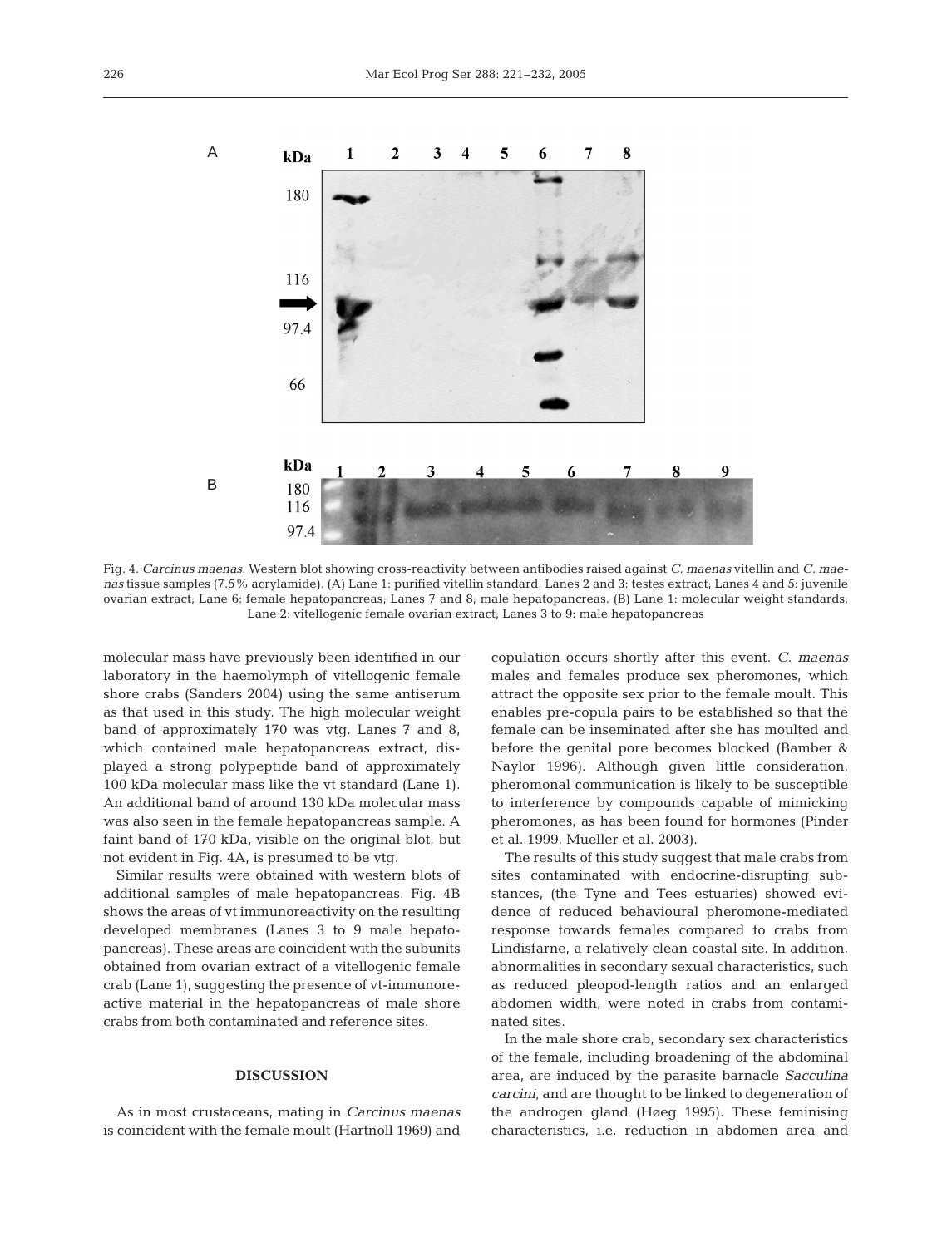Fig. 4. *Carcinus maenas*. Western blot showing cross-reactivity between antibodies raised against *C. maenas* vitellin and *C. maenas* tissue samples (7.5% acrylamide). (A) Lane 1: purified vitellin standard; Lanes 2 and 3: testes extract; Lanes 4 and 5: juvenile ovarian extract; Lane 6: female hepatopancreas; Lanes 7 and 8; male hepatopancreas. (B) Lane 1: molecular weight standards; Lane 2: vitellogenic female ovarian extract; Lanes 3 to 9: male hepatopancreas

molecular mass have previously been identified in our laboratory in the haemolymph of vitellogenic female shore crabs (Sanders 2004) using the same antiserum as that used in this study. The high molecular weight band of approximately 170 was vtg. Lanes 7 and 8, which contained male hepatopancreas extract, displayed a strong polypeptide band of approximately 100 kDa molecular mass like the vt standard (Lane 1). An additional band of around 130 kDa molecular mass was also seen in the female hepatopancreas sample. A faint band of 170 kDa, visible on the original blot, but not evident in Fig. 4A, is presumed to be vtg.

Similar results were obtained with western blots of additional samples of male hepatopancreas. Fig. 4B shows the areas of vt immunoreactivity on the resulting developed membranes (Lanes 3 to 9 male hepatopancreas). These areas are coincident with the subunits obtained from ovarian extract of a vitellogenic female crab (Lane 1), suggesting the presence of vt-immunoreactive material in the hepatopancreas of male shore crabs from both contaminated and reference sites.

## DISCUSSION

As in most crustaceans, mating in *Carcinus maenas* is coincident with the female moult (Hartnoll 1969) and copulation occurs shortly after this event. *C. maenas* males and females produce sex pheromones, which attract the opposite sex prior to the female moult. This enables pre-copula pairs to be established so that the female can be inseminated after she has moulted and before the genital pore becomes blocked (Bamber & Naylor 1996). Although given little consideration, pheromonal communication is likely to be susceptible to interference by compounds capable of mimicking pheromones, as has been found for hormones (Pinder et al. 1999, Mueller et al. 2003).

The results of this study suggest that male crabs from sites contaminated with endocrine-disrupting substances, (the Tyne and Tees estuaries) showed evidence of reduced behavioural pheromone-mediated response towards females compared to crabs from Lindisfarne, a relatively clean coastal site. In addition, abnormalities in secondary sexual characteristics, such as reduced pleopod-length ratios and an enlarged abdomen width, were noted in crabs from contaminated sites.

In the male shore crab, secondary sex characteristics of the female, including broadening of the abdominal area, are induced by the parasite barnacle *Sacculina carcini*, and are thought to be linked to degeneration of the androgen gland (Høeg 1995). These feminising characteristics, i.e. reduction in abdomen area and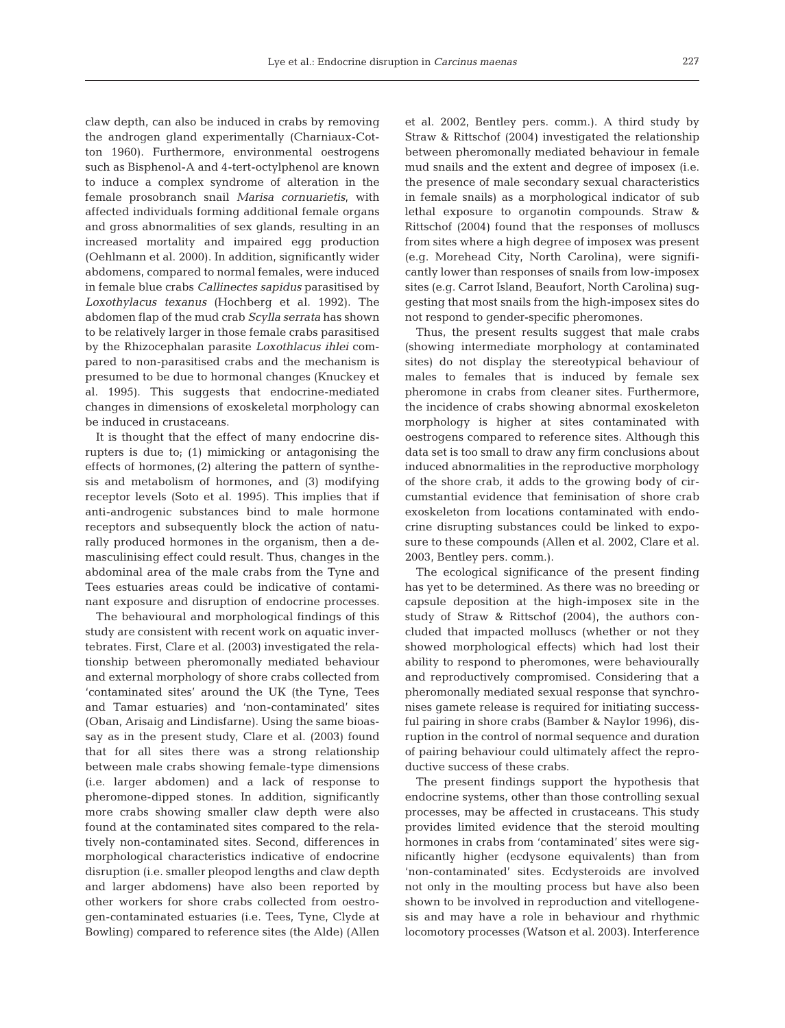claw depth, can also be induced in crabs by removing the androgen gland experimentally (Charniaux-Cotton 1960). Furthermore, environmental oestrogens such as Bisphenol-A and 4-tert-octylphenol are known to induce a complex syndrome of alteration in the female prosobranch snail *Marisa cornuarietis*, with affected individuals forming additional female organs and gross abnormalities of sex glands, resulting in an increased mortality and impaired egg production (Oehlmann et al. 2000). In addition, significantly wider abdomens, compared to normal females, were induced in female blue crabs *Callinectes sapidus* parasitised by *Loxothylacus texanus* (Hochberg et al. 1992). The abdomen flap of the mud crab *Scylla serrata* has shown to be relatively larger in those female crabs parasitised by the Rhizocephalan parasite *Loxothlacus ihlei* compared to non-parasitised crabs and the mechanism is presumed to be due to hormonal changes (Knuckey et al. 1995). This suggests that endocrine-mediated changes in dimensions of exoskeletal morphology can be induced in crustaceans.

It is thought that the effect of many endocrine disrupters is due to; (1) mimicking or antagonising the effects of hormones, (2) altering the pattern of synthesis and metabolism of hormones, and (3) modifying receptor levels (Soto et al. 1995). This implies that if anti-androgenic substances bind to male hormone receptors and subsequently block the action of naturally produced hormones in the organism, then a demasculinising effect could result. Thus, changes in the abdominal area of the male crabs from the Tyne and Tees estuaries areas could be indicative of contaminant exposure and disruption of endocrine processes.

The behavioural and morphological findings of this study are consistent with recent work on aquatic invertebrates. First, Clare et al. (2003) investigated the relationship between pheromonally mediated behaviour and external morphology of shore crabs collected from 'contaminated sites' around the UK (the Tyne, Tees and Tamar estuaries) and 'non-contaminated' sites (Oban, Arisaig and Lindisfarne). Using the same bioassay as in the present study, Clare et al. (2003) found that for all sites there was a strong relationship between male crabs showing female-type dimensions (i.e. larger abdomen) and a lack of response to pheromone-dipped stones. In addition, significantly more crabs showing smaller claw depth were also found at the contaminated sites compared to the relatively non-contaminated sites. Second, differences in morphological characteristics indicative of endocrine disruption (i.e. smaller pleopod lengths and claw depth and larger abdomens) have also been reported by other workers for shore crabs collected from oestrogen-contaminated estuaries (i.e. Tees, Tyne, Clyde at Bowling) compared to reference sites (the Alde) (Allen et al. 2002, Bentley pers. comm.). A third study by Straw & Rittschof (2004) investigated the relationship between pheromonally mediated behaviour in female mud snails and the extent and degree of imposex (i.e. the presence of male secondary sexual characteristics in female snails) as a morphological indicator of sub lethal exposure to organotin compounds. Straw & Rittschof (2004) found that the responses of molluscs from sites where a high degree of imposex was present (e.g. Morehead City, North Carolina), were significantly lower than responses of snails from low-imposex sites (e.g. Carrot Island, Beaufort, North Carolina) suggesting that most snails from the high-imposex sites do not respond to gender-specific pheromones.

Thus, the present results suggest that male crabs (showing intermediate morphology at contaminated sites) do not display the stereotypical behaviour of males to females that is induced by female sex pheromone in crabs from cleaner sites. Furthermore, the incidence of crabs showing abnormal exoskeleton morphology is higher at sites contaminated with oestrogens compared to reference sites. Although this data set is too small to draw any firm conclusions about induced abnormalities in the reproductive morphology of the shore crab, it adds to the growing body of circumstantial evidence that feminisation of shore crab exoskeleton from locations contaminated with endocrine disrupting substances could be linked to exposure to these compounds (Allen et al. 2002, Clare et al. 2003, Bentley pers. comm.).

The ecological significance of the present finding has yet to be determined. As there was no breeding or capsule deposition at the high-imposex site in the study of Straw & Rittschof (2004), the authors concluded that impacted molluscs (whether or not they showed morphological effects) which had lost their ability to respond to pheromones, were behaviourally and reproductively compromised. Considering that a pheromonally mediated sexual response that synchronises gamete release is required for initiating successful pairing in shore crabs (Bamber & Naylor 1996), disruption in the control of normal sequence and duration of pairing behaviour could ultimately affect the reproductive success of these crabs.

The present findings support the hypothesis that endocrine systems, other than those controlling sexual processes, may be affected in crustaceans. This study provides limited evidence that the steroid moulting hormones in crabs from 'contaminated' sites were significantly higher (ecdysone equivalents) than from 'non-contaminated' sites. Ecdysteroids are involved not only in the moulting process but have also been shown to be involved in reproduction and vitellogenesis and may have a role in behaviour and rhythmic locomotory processes (Watson et al. 2003). Interference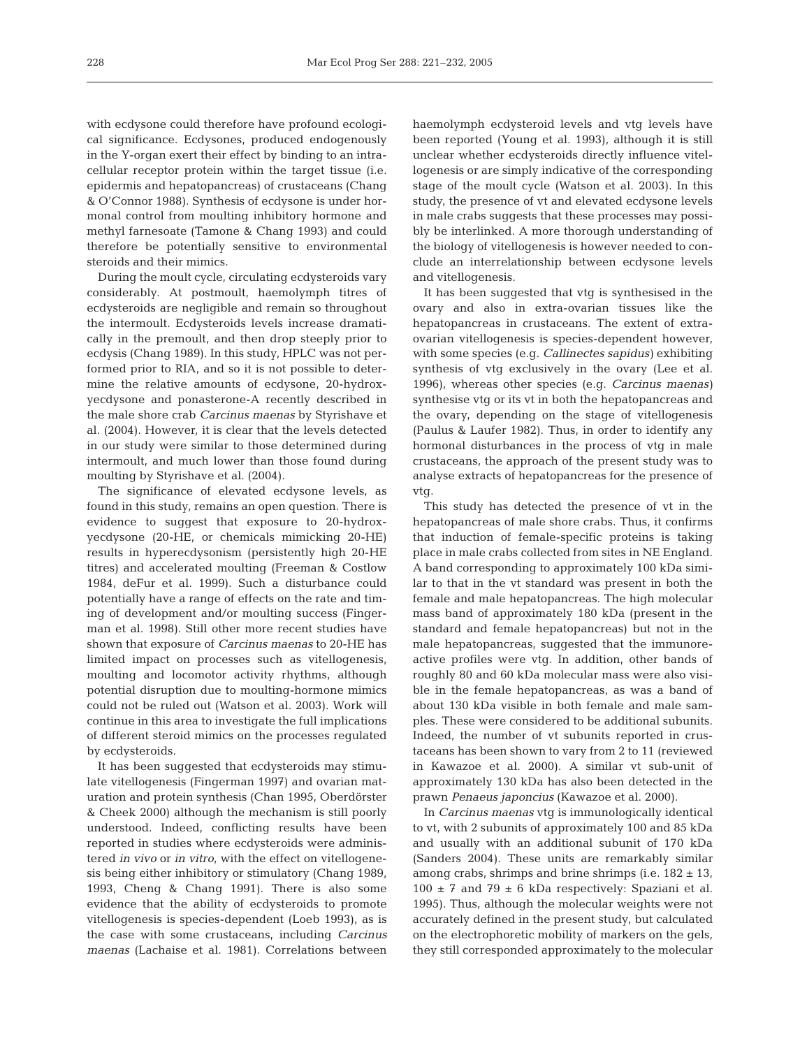with ecdysone could therefore have profound ecological significance. Ecdysones, produced endogenously in the Y-organ exert their effect by binding to an intracellular receptor protein within the target tissue (i.e. epidermis and hepatopancreas) of crustaceans (Chang & O'Connor 1988). Synthesis of ecdysone is under hormonal control from moulting inhibitory hormone and methyl farnesoate (Tamone & Chang 1993) and could therefore be potentially sensitive to environmental steroids and their mimics.

During the moult cycle, circulating ecdysteroids vary considerably. At postmoult, haemolymph titres of ecdysteroids are negligible and remain so throughout the intermoult. Ecdysteroids levels increase dramatically in the premoult, and then drop steeply prior to ecdysis (Chang 1989). In this study, HPLC was not performed prior to RIA, and so it is not possible to determine the relative amounts of ecdysone, 20-hydroxyecdysone and ponasterone-A recently described in the male shore crab *Carcinus maenas* by Styrishave et al. (2004). However, it is clear that the levels detected in our study were similar to those determined during intermoult, and much lower than those found during moulting by Styrishave et al. (2004).

The significance of elevated ecdysone levels, as found in this study, remains an open question. There is evidence to suggest that exposure to 20-hydroxyecdysone (20-HE, or chemicals mimicking 20-HE) results in hyperecdysonism (persistently high 20-HE titres) and accelerated moulting (Freeman & Costlow 1984, deFur et al. 1999). Such a disturbance could potentially have a range of effects on the rate and timing of development and/or moulting success (Fingerman et al. 1998). Still other more recent studies have shown that exposure of *Carcinus maenas* to 20-HE has limited impact on processes such as vitellogenesis, moulting and locomotor activity rhythms, although potential disruption due to moulting-hormone mimics could not be ruled out (Watson et al. 2003). Work will continue in this area to investigate the full implications of different steroid mimics on the processes regulated by ecdysteroids.

It has been suggested that ecdysteroids may stimulate vitellogenesis (Fingerman 1997) and ovarian maturation and protein synthesis (Chan 1995, Oberdörster & Cheek 2000) although the mechanism is still poorly understood. Indeed, conflicting results have been reported in studies where ecdysteroids were administered *in vivo* or *in vitro*, with the effect on vitellogenesis being either inhibitory or stimulatory (Chang 1989, 1993, Cheng & Chang 1991). There is also some evidence that the ability of ecdysteroids to promote vitellogenesis is species-dependent (Loeb 1993), as is the case with some crustaceans, including *Carcinus maenas* (Lachaise et al. 1981). Correlations between haemolymph ecdysteroid levels and vtg levels have been reported (Young et al. 1993), although it is still unclear whether ecdysteroids directly influence vitellogenesis or are simply indicative of the corresponding stage of the moult cycle (Watson et al. 2003). In this study, the presence of vt and elevated ecdysone levels in male crabs suggests that these processes may possibly be interlinked. A more thorough understanding of the biology of vitellogenesis is however needed to conclude an interrelationship between ecdysone levels and vitellogenesis.

It has been suggested that vtg is synthesised in the ovary and also in extra-ovarian tissues like the hepatopancreas in crustaceans. The extent of extra-ovarian vitellogenesis is species-dependent however, with some species (e.g. *Callinectes sapidus*) exhibiting synthesis of vtg exclusively in the ovary (Lee et al. 1996), whereas other species (e.g. *Carcinus maenas*) synthesise vtg or its vt in both the hepatopancreas and the ovary, depending on the stage of vitellogenesis (Paulus & Laufer 1982). Thus, in order to identify any hormonal disturbances in the process of vtg in male crustaceans, the approach of the present study was to analyse extracts of hepatopancreas for the presence of vtg.

This study has detected the presence of vt in the hepatopancreas of male shore crabs. Thus, it confirms that induction of female-specific proteins is taking place in male crabs collected from sites in NE England. A band corresponding to approximately 100 kDa similar to that in the vt standard was present in both the female and male hepatopancreas. The high molecular mass band of approximately 180 kDa (present in the standard and female hepatopancreas) but not in the male hepatopancreas, suggested that the immunoreactive profiles were vtg. In addition, other bands of roughly 80 and 60 kDa molecular mass were also visible in the female hepatopancreas, as was a band of about 130 kDa visible in both female and male samples. These were considered to be additional subunits. Indeed, the number of vt subunits reported in crustaceans has been shown to vary from 2 to 11 (reviewed in Kawazoe et al. 2000). A similar vt sub-unit of approximately 130 kDa has also been detected in the prawn *Penaeus japoncius* (Kawazoe et al. 2000).

In *Carcinus maenas* vtg is immunologically identical to vt, with 2 subunits of approximately 100 and 85 kDa and usually with an additional subunit of 170 kDa (Sanders 2004). These units are remarkably similar among crabs, shrimps and brine shrimps (i.e. $182 \pm 13$, $100 \pm 7$ and $79 \pm 6$ kDa respectively: Spaziani et al. 1995). Thus, although the molecular weights were not accurately defined in the present study, but calculated on the electrophoretic mobility of markers on the gels, they still corresponded approximately to the molecular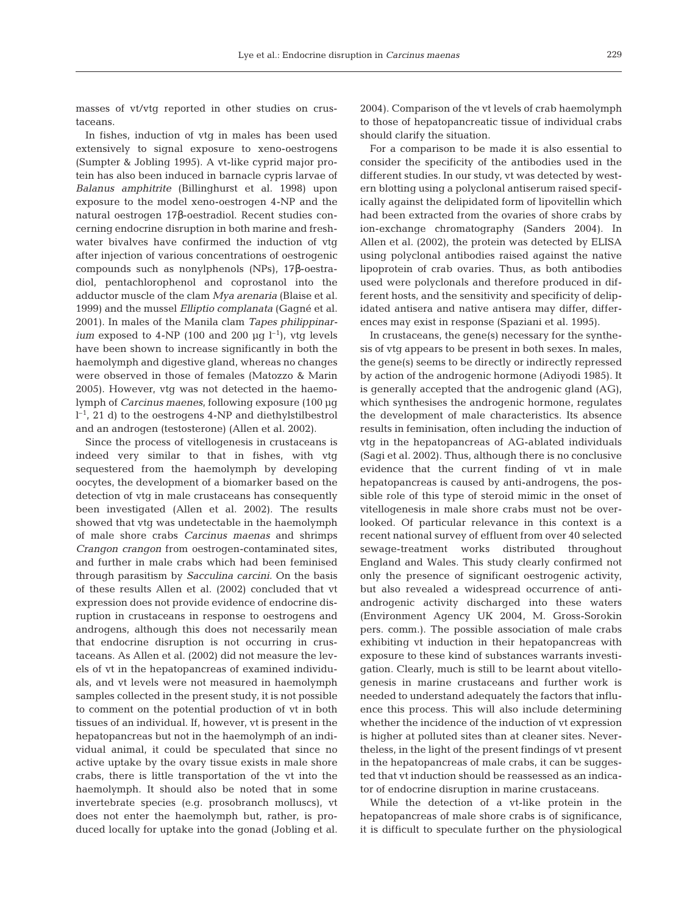masses of vt/vtg reported in other studies on crustaceans.

In fishes, induction of vtg in males has been used extensively to signal exposure to xeno-oestrogens (Sumpter & Jobling 1995). A vt-like cyprid major protein has also been induced in barnacle cypris larvae of *Balanus amphitrite* (Billinghurst et al. 1998) upon exposure to the model xeno-oestrogen 4-NP and the natural oestrogen 17β-oestradiol. Recent studies concerning endocrine disruption in both marine and freshwater bivalves have confirmed the induction of vtg after injection of various concentrations of oestrogenic compounds such as nonylphenols (NPs), 17β-oestradiol, pentachlorophenol and coprostanol into the adductor muscle of the clam *Mya arenaria* (Blaise et al. 1999) and the mussel *Elliptio complanata* (Gagné et al. 2001). In males of the Manila clam *Tapes philippinarium* exposed to 4-NP (100 and 200 µg $l^{-1}$), vtg levels have been shown to increase significantly in both the haemolymph and digestive gland, whereas no changes were observed in those of females (Matozzo & Marin 2005). However, vtg was not detected in the haemolymph of *Carcinus maenes*, following exposure (100 µg $l^{-1}$, 21 d) to the oestrogens 4-NP and diethylstilbestrol and an androgen (testosterone) (Allen et al. 2002).

Since the process of vitellogenesis in crustaceans is indeed very similar to that in fishes, with vtg sequestered from the haemolymph by developing oocytes, the development of a biomarker based on the detection of vtg in male crustaceans has consequently been investigated (Allen et al. 2002). The results showed that vtg was undetectable in the haemolymph of male shore crabs *Carcinus maenas* and shrimps *Crangon crangon* from oestrogen-contaminated sites, and further in male crabs which had been feminised through parasitism by *Sacculina carcini*. On the basis of these results Allen et al. (2002) concluded that vt expression does not provide evidence of endocrine disruption in crustaceans in response to oestrogens and androgens, although this does not necessarily mean that endocrine disruption is not occurring in crustaceans. As Allen et al. (2002) did not measure the levels of vt in the hepatopancreas of examined individuals, and vt levels were not measured in haemolymph samples collected in the present study, it is not possible to comment on the potential production of vt in both tissues of an individual. If, however, vt is present in the hepatopancreas but not in the haemolymph of an individual animal, it could be speculated that since no active uptake by the ovary tissue exists in male shore crabs, there is little transportation of the vt into the haemolymph. It should also be noted that in some invertebrate species (e.g. prosobranch molluscs), vt does not enter the haemolymph but, rather, is produced locally for uptake into the gonad (Jobling et al. 2004). Comparison of the vt levels of crab haemolymph to those of hepatopancreatic tissue of individual crabs should clarify the situation.

For a comparison to be made it is also essential to consider the specificity of the antibodies used in the different studies. In our study, vt was detected by western blotting using a polyclonal antiserum raised specifically against the delipidated form of lipovitellin which had been extracted from the ovaries of shore crabs by ion-exchange chromatography (Sanders 2004). In Allen et al. (2002), the protein was detected by ELISA using polyclonal antibodies raised against the native lipoprotein of crab ovaries. Thus, as both antibodies used were polyclonals and therefore produced in different hosts, and the sensitivity and specificity of delipidated antisera and native antisera may differ, differences may exist in response (Spaziani et al. 1995).

In crustaceans, the gene(s) necessary for the synthesis of vtg appears to be present in both sexes. In males, the gene(s) seems to be directly or indirectly repressed by action of the androgenic hormone (Adiyodi 1985). It is generally accepted that the androgenic gland (AG), which synthesises the androgenic hormone, regulates the development of male characteristics. Its absence results in feminisation, often including the induction of vtg in the hepatopancreas of AG-ablated individuals (Sagi et al. 2002). Thus, although there is no conclusive evidence that the current finding of vt in male hepatopancreas is caused by anti-androgens, the possible role of this type of steroid mimic in the onset of vitellogenesis in male shore crabs must not be overlooked. Of particular relevance in this context is a recent national survey of effluent from over 40 selected sewage-treatment works distributed throughout England and Wales. This study clearly confirmed not only the presence of significant oestrogenic activity, but also revealed a widespread occurrence of anti-androgenic activity discharged into these waters (Environment Agency UK 2004, M. Gross-Sorokin pers. comm.). The possible association of male crabs exhibiting vt induction in their hepatopancreas with exposure to these kind of substances warrants investigation. Clearly, much is still to be learnt about vitellogenesis in marine crustaceans and further work is needed to understand adequately the factors that influence this process. This will also include determining whether the incidence of the induction of vt expression is higher at polluted sites than at cleaner sites. Nevertheless, in the light of the present findings of vt present in the hepatopancreas of male crabs, it can be suggested that vt induction should be reassessed as an indicator of endocrine disruption in marine crustaceans.

While the detection of a vt-like protein in the hepatopancreas of male shore crabs is of significance, it is difficult to speculate further on the physiological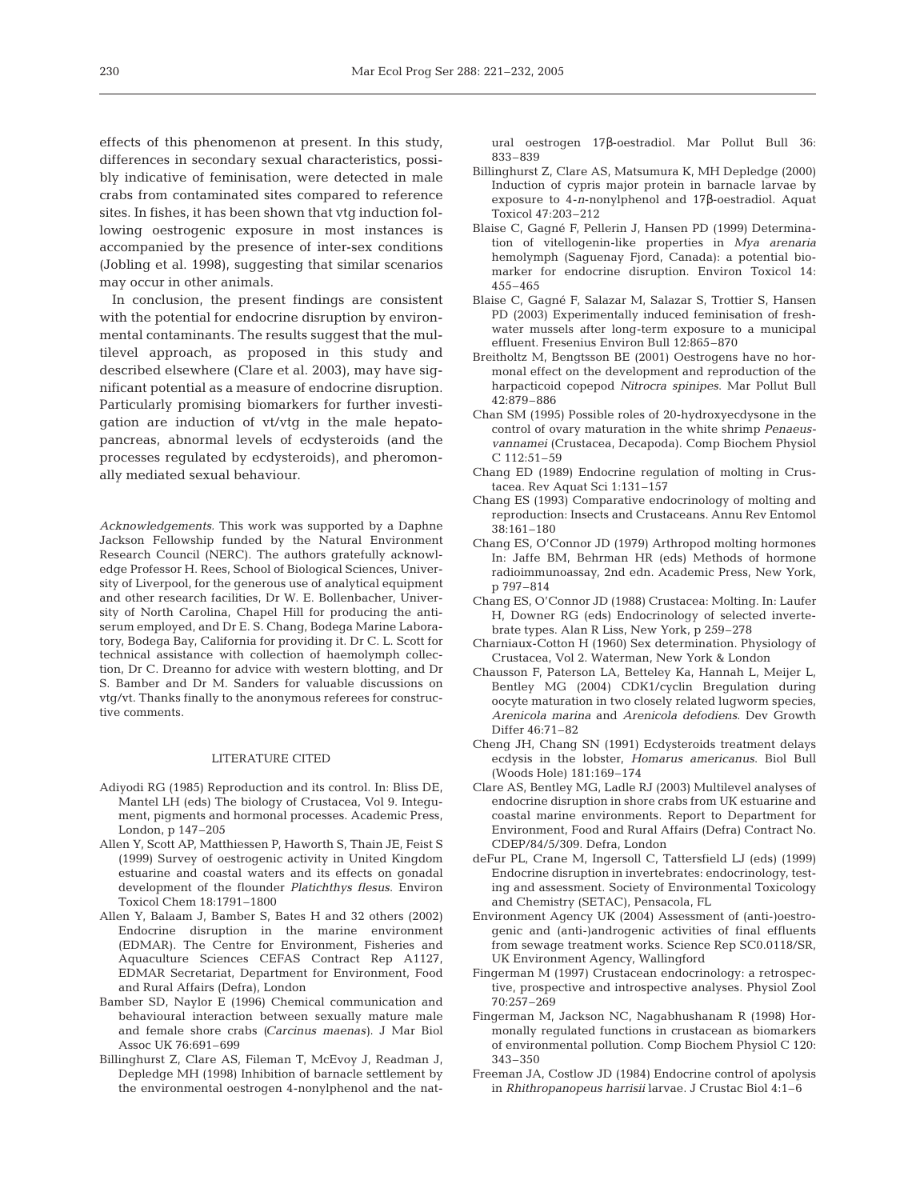effects of this phenomenon at present. In this study, differences in secondary sexual characteristics, possibly indicative of feminisation, were detected in male crabs from contaminated sites compared to reference sites. In fishes, it has been shown that vtg induction following oestrogenic exposure in most instances is accompanied by the presence of inter-sex conditions (Jobling et al. 1998), suggesting that similar scenarios may occur in other animals.

In conclusion, the present findings are consistent with the potential for endocrine disruption by environmental contaminants. The results suggest that the multilevel approach, as proposed in this study and described elsewhere (Clare et al. 2003), may have significant potential as a measure of endocrine disruption. Particularly promising biomarkers for further investigation are induction of vt/vtg in the male hepatopancreas, abnormal levels of ecdysteroids (and the processes regulated by ecdysteroids), and pheromonally mediated sexual behaviour.

*Acknowledgements.* This work was supported by a Daphne Jackson Fellowship funded by the Natural Environment Research Council (NERC). The authors gratefully acknowledge Professor H. Rees, School of Biological Sciences, University of Liverpool, for the generous use of analytical equipment and other research facilities, Dr W. E. Bollenbacher, University of North Carolina, Chapel Hill for producing the antiserum employed, and Dr E. S. Chang, Bodega Marine Laboratory, Bodega Bay, California for providing it. Dr C. L. Scott for technical assistance with collection of haemolymph collection, Dr C. Dreanno for advice with western blotting, and Dr S. Bamber and Dr M. Sanders for valuable discussions on vtg/vt. Thanks finally to the anonymous referees for constructive comments.

## LITERATURE CITED

- Adiyodi RG (1985) Reproduction and its control. In: Bliss DE, Mantel LH (eds) The biology of Crustacea, Vol 9. Integument, pigments and hormonal processes. Academic Press, London, p 147–205
- Allen Y, Scott AP, Matthiessen P, Haworth S, Thain JE, Feist S (1999) Survey of oestrogenic activity in United Kingdom estuarine and coastal waters and its effects on gonadal development of the flounder *Platichthys flesus*. Environ Toxicol Chem 18:1791–1800
- Allen Y, Balaam J, Bamber S, Bates H and 32 others (2002) Endocrine disruption in the marine environment (EDMAR). The Centre for Environment, Fisheries and Aquaculture Sciences CEFAS Contract Rep A1127, EDMAR Secretariat, Department for Environment, Food and Rural Affairs (Defra), London
- Bamber SD, Naylor E (1996) Chemical communication and behavioural interaction between sexually mature male and female shore crabs (*Carcinus maenas*). J Mar Biol Assoc UK 76:691–699
- Billinghurst Z, Clare AS, Fileman T, McEvoy J, Readman J, Depledge MH (1998) Inhibition of barnacle settlement by the environmental oestrogen 4-nonylphenol and the natural oestrogen 17β-oestradiol. Mar Pollut Bull 36: 833–839
- Billinghurst Z, Clare AS, Matsumura K, MH Depledge (2000) Induction of cypris major protein in barnacle larvae by exposure to 4-*n*-nonylphenol and 17β-oestradiol. Aquat Toxicol 47:203–212
- Blaise C, Gagné F, Pellerin J, Hansen PD (1999) Determination of vitellogenin-like properties in *Mya arenaria* hemolymph (Saguenay Fjord, Canada): a potential biomarker for endocrine disruption. Environ Toxicol 14: 455–465
- Blaise C, Gagné F, Salazar M, Salazar S, Trottier S, Hansen PD (2003) Experimentally induced feminisation of freshwater mussels after long-term exposure to a municipal effluent. Fresenius Environ Bull 12:865–870
- Breitholtz M, Bengtsson BE (2001) Oestrogens have no hormonal effect on the development and reproduction of the harpacticoid copepod *Nitrocra spinipes*. Mar Pollut Bull 42:879–886
- Chan SM (1995) Possible roles of 20-hydroxyecdysone in the control of ovary maturation in the white shrimp *Penaeus vannamei* (Crustacea, Decapoda). Comp Biochem Physiol C 112:51–59
- Chang ED (1989) Endocrine regulation of molting in Crustacea. Rev Aquat Sci 1:131–157
- Chang ES (1993) Comparative endocrinology of molting and reproduction: Insects and Crustaceans. Annu Rev Entomol 38:161–180
- Chang ES, O'Connor JD (1979) Arthropod molting hormones In: Jaffe BM, Behrman HR (eds) Methods of hormone radioimmunoassay, 2nd edn. Academic Press, New York, p 797–814
- Chang ES, O'Connor JD (1988) Crustacea: Molting. In: Laufer H, Downer RG (eds) Endocrinology of selected invertebrate types. Alan R Liss, New York, p 259–278
- Charniaux-Cotton H (1960) Sex determination. Physiology of Crustacea, Vol 2. Waterman, New York & London
- Chausson F, Paterson LA, Betteley Ka, Hannah L, Meijer L, Bentley MG (2004) CDK1/cyclin Bregulation during oocyte maturation in two closely related lugworm species, *Arenicola marina* and *Arenicola defodiens*. Dev Growth Differ 46:71–82
- Cheng JH, Chang SN (1991) Ecdysteroids treatment delays ecdysis in the lobster, *Homarus americanus*. Biol Bull (Woods Hole) 181:169–174
- Clare AS, Bentley MG, Ladle RJ (2003) Multilevel analyses of endocrine disruption in shore crabs from UK estuarine and coastal marine environments. Report to Department for Environment, Food and Rural Affairs (Defra) Contract No. CDEP/84/5/309. Defra, London
- deFur PL, Crane M, Ingersoll C, Tattersfield LJ (eds) (1999) Endocrine disruption in invertebrates: endocrinology, testing and assessment. Society of Environmental Toxicology and Chemistry (SETAC), Pensacola, FL
- Environment Agency UK (2004) Assessment of (anti-)oestrogenic and (anti-)androgenic activities of final effluents from sewage treatment works. Science Rep SC0.0118/SR, UK Environment Agency, Wallingford
- Fingerman M (1997) Crustacean endocrinology: a retrospective, prospective and introspective analyses. Physiol Zool 70:257–269
- Fingerman M, Jackson NC, Nagabhushanam R (1998) Hormonally regulated functions in crustacean as biomarkers of environmental pollution. Comp Biochem Physiol C 120: 343–350
- Freeman JA, Costlow JD (1984) Endocrine control of apolysis in *Rhithropanopeus harrisii* larvae. J Crustac Biol 4:1–6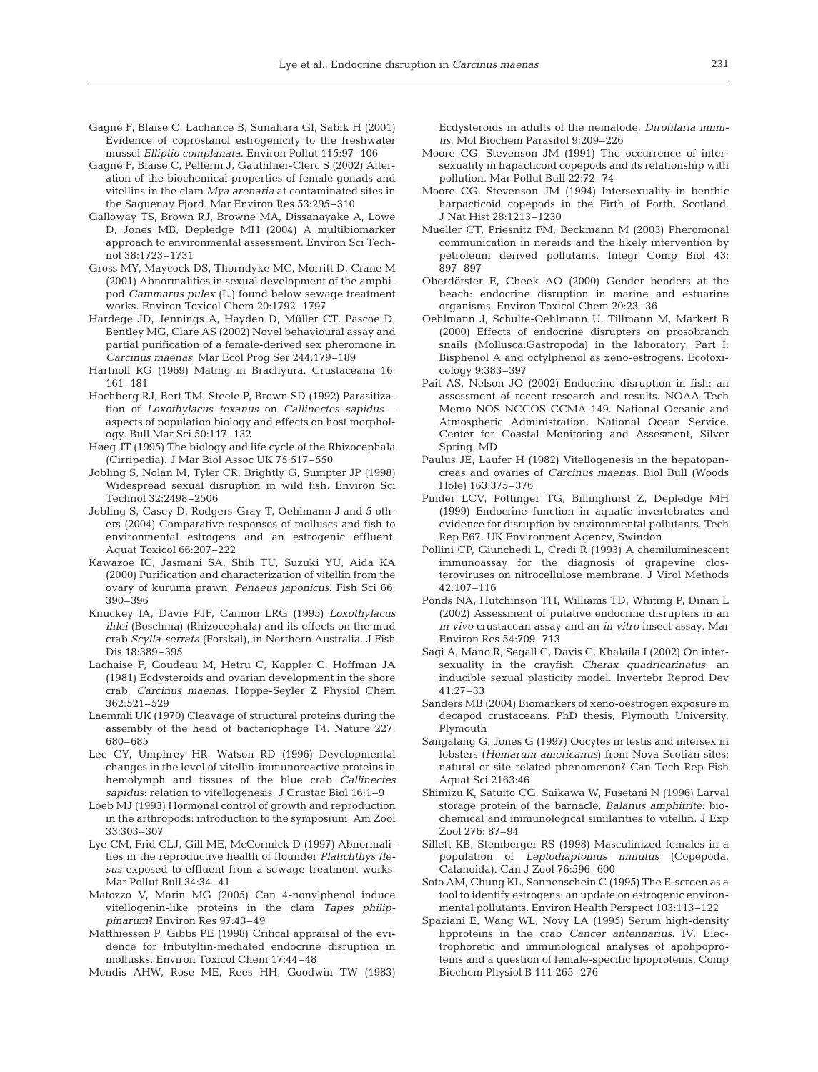Gagné F, Blaise C, Lachance B, Sunahara GI, Sabik H (2001) Evidence of coprostanol estrogenicity to the freshwater mussel *Elliptio complanata*. Environ Pollut 115:97–106

Gagné F, Blaise C, Pellerin J, Gauthhier-Clerc S (2002) Alteration of the biochemical properties of female gonads and vitellins in the clam *Mya arenaria* at contaminated sites in the Saguenay Fjord. Mar Environ Res 53:295–310

Galloway TS, Brown RJ, Browne MA, Dissanayake A, Lowe D, Jones MB, Depledge MH (2004) A multibiomarker approach to environmental assessment. Environ Sci Technol 38:1723–1731

Gross MY, Maycock DS, Thorndyke MC, Morritt D, Crane M (2001) Abnormalities in sexual development of the amphipod *Gammarus pulex* (L.) found below sewage treatment works. Environ Toxicol Chem 20:1792–1797

Hardege JD, Jennings A, Hayden D, Müller CT, Pascoe D, Bentley MG, Clare AS (2002) Novel behavioural assay and partial purification of a female-derived sex pheromone in *Carcinus maenas*. Mar Ecol Prog Ser 244:179–189

Hartnoll RG (1969) Mating in Brachyura. Crustaceana 16: 161–181

Hochberg RJ, Bert TM, Steele P, Brown SD (1992) Parasitization of *Loxothylacus texanus* on *Callinectes sapidus*—aspects of population biology and effects on host morphology. Bull Mar Sci 50:117–132

Høeg JT (1995) The biology and life cycle of the Rhizocephala (Cirripedia). J Mar Biol Assoc UK 75:517–550

Jobling S, Nolan M, Tyler CR, Brightly G, Sumpter JP (1998) Widespread sexual disruption in wild fish. Environ Sci Technol 32:2498–2506

Jobling S, Casey D, Rodgers-Gray T, Oehlmann J and 5 others (2004) Comparative responses of molluscs and fish to environmental estrogens and an estrogenic effluent. Aquat Toxicol 66:207–222

Kawazoe IC, Jasmani SA, Shih TU, Suzuki YU, Aida KA (2000) Purification and characterization of vitellin from the ovary of kuruma prawn, *Penaeus japonicus*. Fish Sci 66: 390–396

Knuckey IA, Davie PJF, Cannon LRG (1995) *Loxothylacus ihlei* (Boschma) (Rhizocephala) and its effects on the mud crab *Scylla-serrata* (Forskal), in Northern Australia. J Fish Dis 18:389–395

Lachaise F, Goudeau M, Hetru C, Kappler C, Hoffman JA (1981) Ecdysteroids and ovarian development in the shore crab, *Carcinus maenas*. Hoppe-Seyler Z Physiol Chem 362:521–529

Laemmli UK (1970) Cleavage of structural proteins during the assembly of the head of bacteriophage T4. Nature 227: 680–685

Lee CY, Umphrey HR, Watson RD (1996) Developmental changes in the level of vitellin-immunoreactive proteins in hemolymph and tissues of the blue crab *Callinectes sapidus*: relation to vitellogenesis. J Crustac Biol 16:1–9

Loeb MJ (1993) Hormonal control of growth and reproduction in the arthropods: introduction to the symposium. Am Zool 33:303–307

Lye CM, Frid CLJ, Gill ME, McCormick D (1997) Abnormalities in the reproductive health of flounder *Platichthys flesus* exposed to effluent from a sewage treatment works. Mar Pollut Bull 34:34–41

Matozzo V, Marin MG (2005) Can 4-nonylphenol induce vitellogenin-like proteins in the clam *Tapes philippinarum*? Environ Res 97:43–49

Matthiessen P, Gibbs PE (1998) Critical appraisal of the evidence for tributyltin-mediated endocrine disruption in mollusks. Environ Toxicol Chem 17:44–48

Mendis AHW, Rose ME, Rees HH, Goodwin TW (1983) Ecdysteroids in adults of the nematode, *Dirofilaria immitis*. Mol Biochem Parasitol 9:209–226

Moore CG, Stevenson JM (1991) The occurrence of intersexuality in hapacticoid copepods and its relationship with pollution. Mar Pollut Bull 22:72–74

Moore CG, Stevenson JM (1994) Intersexuality in benthic harpacticoid copepods in the Firth of Forth, Scotland. J Nat Hist 28:1213–1230

Mueller CT, Priesnitz FM, Beckmann M (2003) Pheromonal communication in nereids and the likely intervention by petroleum derived pollutants. Integr Comp Biol 43: 897–897

Oberdörster E, Cheek AO (2000) Gender benders at the beach: endocrine disruption in marine and estuarine organisms. Environ Toxicol Chem 20:23–36

Oehlmann J, Schulte-Oehlmann U, Tillmann M, Markert B (2000) Effects of endocrine disrupters on prosobranch snails (Mollusca:Gastropoda) in the laboratory. Part I: Bisphenol A and octylphenol as xeno-estrogens. Ecotoxicology 9:383–397

Pait AS, Nelson JO (2002) Endocrine disruption in fish: an assessment of recent research and results. NOAA Tech Memo NOS NCCOS CCMA 149. National Oceanic and Atmospheric Administration, National Ocean Service, Center for Coastal Monitoring and Assesment, Silver Spring, MD

Paulus JE, Laufer H (1982) Vitellogenesis in the hepatopancreas and ovaries of *Carcinus maenas*. Biol Bull (Woods Hole) 163:375–376

Pinder LCV, Pottinger TG, Billinghurst Z, Depledge MH (1999) Endocrine function in aquatic invertebrates and evidence for disruption by environmental pollutants. Tech Rep E67, UK Environment Agency, Swindon

Pollini CP, Giunchedi L, Credi R (1993) A chemiluminescent immunoassay for the diagnosis of grapevine closteroviruses on nitrocellulose membrane. J Virol Methods 42:107–116

Ponds NA, Hutchinson TH, Williams TD, Whiting P, Dinan L (2002) Assessment of putative endocrine disrupters in an *in vivo* crustacean assay and an *in vitro* insect assay. Mar Environ Res 54:709–713

Sagi A, Mano R, Segall C, Davis C, Khalaila I (2002) On intersexuality in the crayfish *Cherax quadricarinatus*: an inducible sexual plasticity model. Invertebr Reprod Dev 41:27–33

Sanders MB (2004) Biomarkers of xeno-oestrogen exposure in decapod crustaceans. PhD thesis, Plymouth University, Plymouth

Sangalang G, Jones G (1997) Oocytes in testis and intersex in lobsters (*Homarum americanus*) from Nova Scotian sites: natural or site related phenomenon? Can Tech Rep Fish Aquat Sci 2163:46

Shimizu K, Satuito CG, Saikawa W, Fusetani N (1996) Larval storage protein of the barnacle, *Balanus amphitrite*: biochemical and immunological similarities to vitellin. J Exp Zool 276: 87–94

Sillett KB, Stemberger RS (1998) Masculinized females in a population of *Leptodiaptomus minutus* (Copepoda, Calanoida). Can J Zool 76:596–600

Soto AM, Chung KL, Sonnenschein C (1995) The E-screen as a tool to identify estrogens: an update on estrogenic environmental pollutants. Environ Health Perspect 103:113–122

Spaziani E, Wang WL, Novy LA (1995) Serum high-density lipproteins in the crab *Cancer antennarius*. IV. Electrophoretic and immunological analyses of apolipoproteins and a question of female-specific lipoproteins. Comp Biochem Physiol B 111:265–276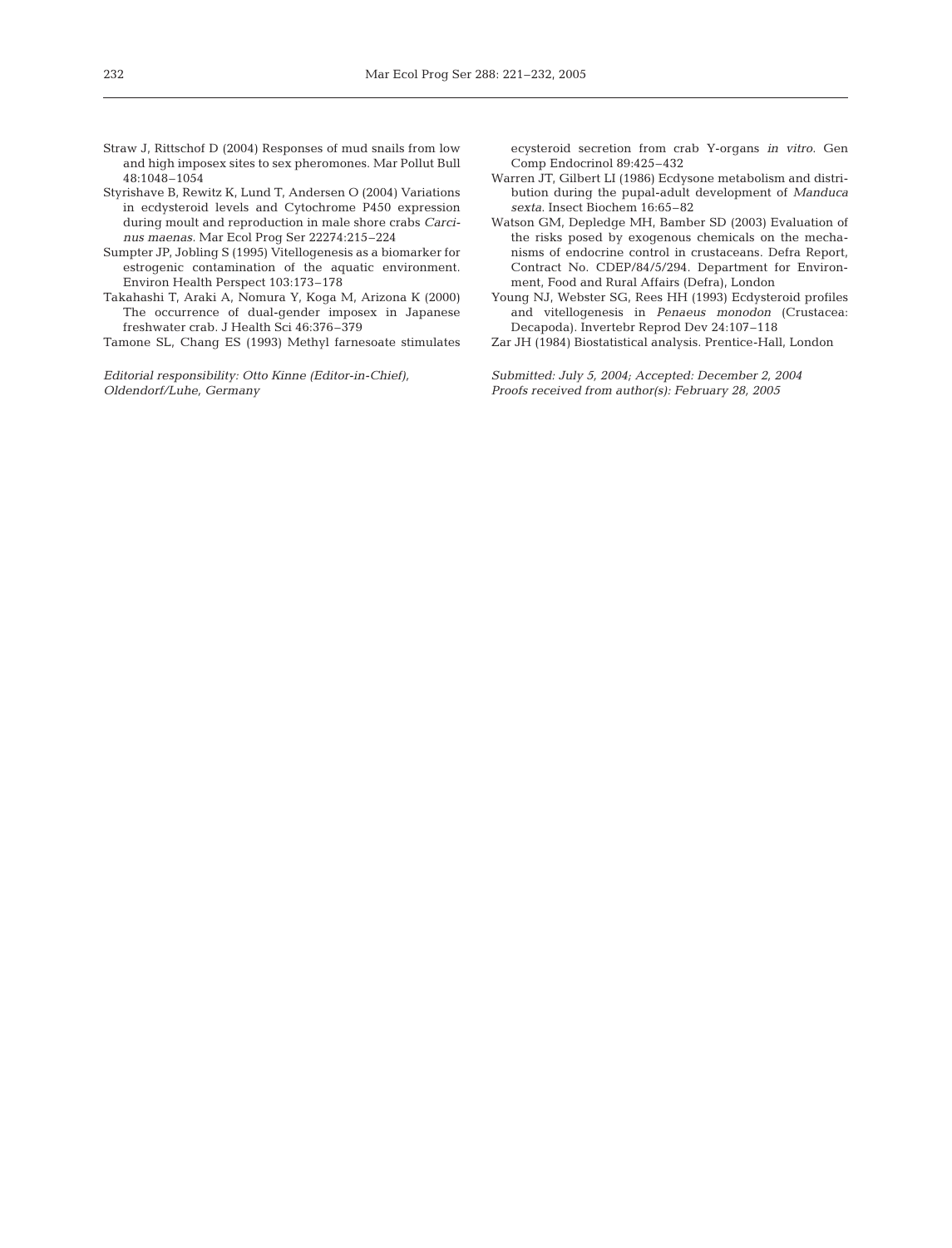Straw J, Rittschof D (2004) Responses of mud snails from low and high imposex sites to sex pheromones. Mar Pollut Bull 48:1048–1054

Styrishave B, Rewitz K, Lund T, Andersen O (2004) Variations in ecdysteroid levels and Cytochrome P450 expression during moult and reproduction in male shore crabs *Carcinus maenas*. Mar Ecol Prog Ser 22274:215–224

Sumpter JP, Jobling S (1995) Vitellogenesis as a biomarker for estrogenic contamination of the aquatic environment. Environ Health Perspect 103:173–178

Takahashi T, Araki A, Nomura Y, Koga M, Arizona K (2000) The occurrence of dual-gender imposex in Japanese freshwater crab. J Health Sci 46:376–379

Tamone SL, Chang ES (1993) Methyl farnesoate stimulates ecysteroid secretion from crab Y-organs *in vitro*. Gen Comp Endocrinol 89:425–432

Warren JT, Gilbert LI (1986) Ecdysone metabolism and distribution during the pupal-adult development of *Manduca sexta*. Insect Biochem 16:65–82

Watson GM, Depledge MH, Bamber SD (2003) Evaluation of the risks posed by exogenous chemicals on the mechanisms of endocrine control in crustaceans. Defra Report, Contract No. CDEP/84/5/294. Department for Environment, Food and Rural Affairs (Defra), London

Young NJ, Webster SG, Rees HH (1993) Ecdysteroid profiles and vitellogenesis in *Penaeus monodon* (Crustacea: Decapoda). Invertebr Reprod Dev 24:107–118

Zar JH (1984) Biostatistical analysis. Prentice-Hall, London

*Editorial responsibility: Otto Kinne (Editor-in-Chief), Oldendorf/Luhe, Germany*

*Submitted: July 5, 2004; Accepted: December 2, 2004*
*Proofs received from author(s): February 28, 2005*